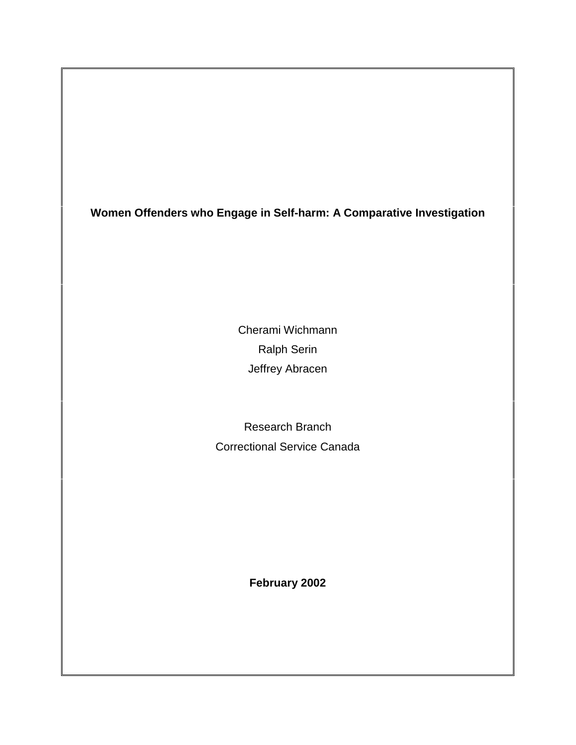# Women Offenders who Engage in Self-harm: A Comparative Investigation

Cherami Wichmann

Ralph Serin

Jeffrey Abracen

Research Branch

Correctional Service Canada

**February 2002**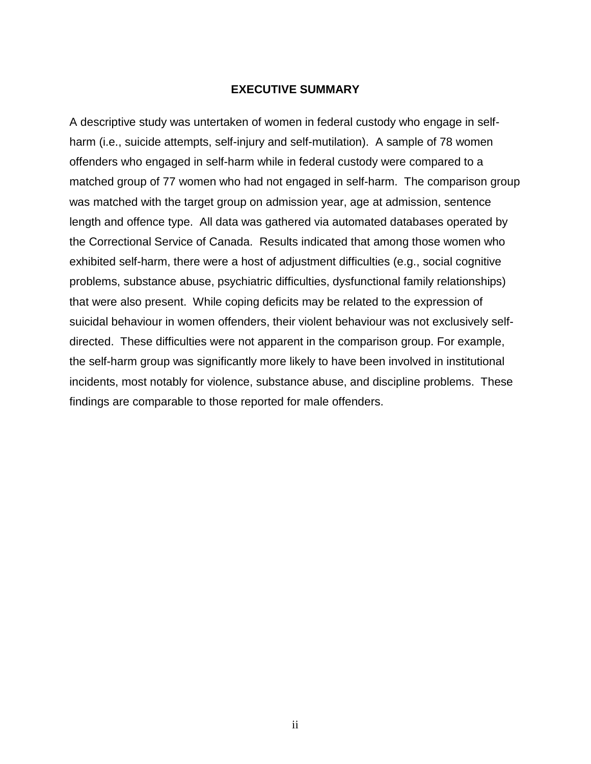## EXECUTIVE SUMMARY

A descriptive study was untertaken of women in federal custody who engage in self-harm (i.e., suicide attempts, self-injury and self-mutilation). A sample of 78 women offenders who engaged in self-harm while in federal custody were compared to a matched group of 77 women who had not engaged in self-harm. The comparison group was matched with the target group on admission year, age at admission, sentence length and offence type. All data was gathered via automated databases operated by the Correctional Service of Canada. Results indicated that among those women who exhibited self-harm, there were a host of adjustment difficulties (e.g., social cognitive problems, substance abuse, psychiatric difficulties, dysfunctional family relationships) that were also present. While coping deficits may be related to the expression of suicidal behaviour in women offenders, their violent behaviour was not exclusively self-directed. These difficulties were not apparent in the comparison group. For example, the self-harm group was significantly more likely to have been involved in institutional incidents, most notably for violence, substance abuse, and discipline problems. These findings are comparable to those reported for male offenders.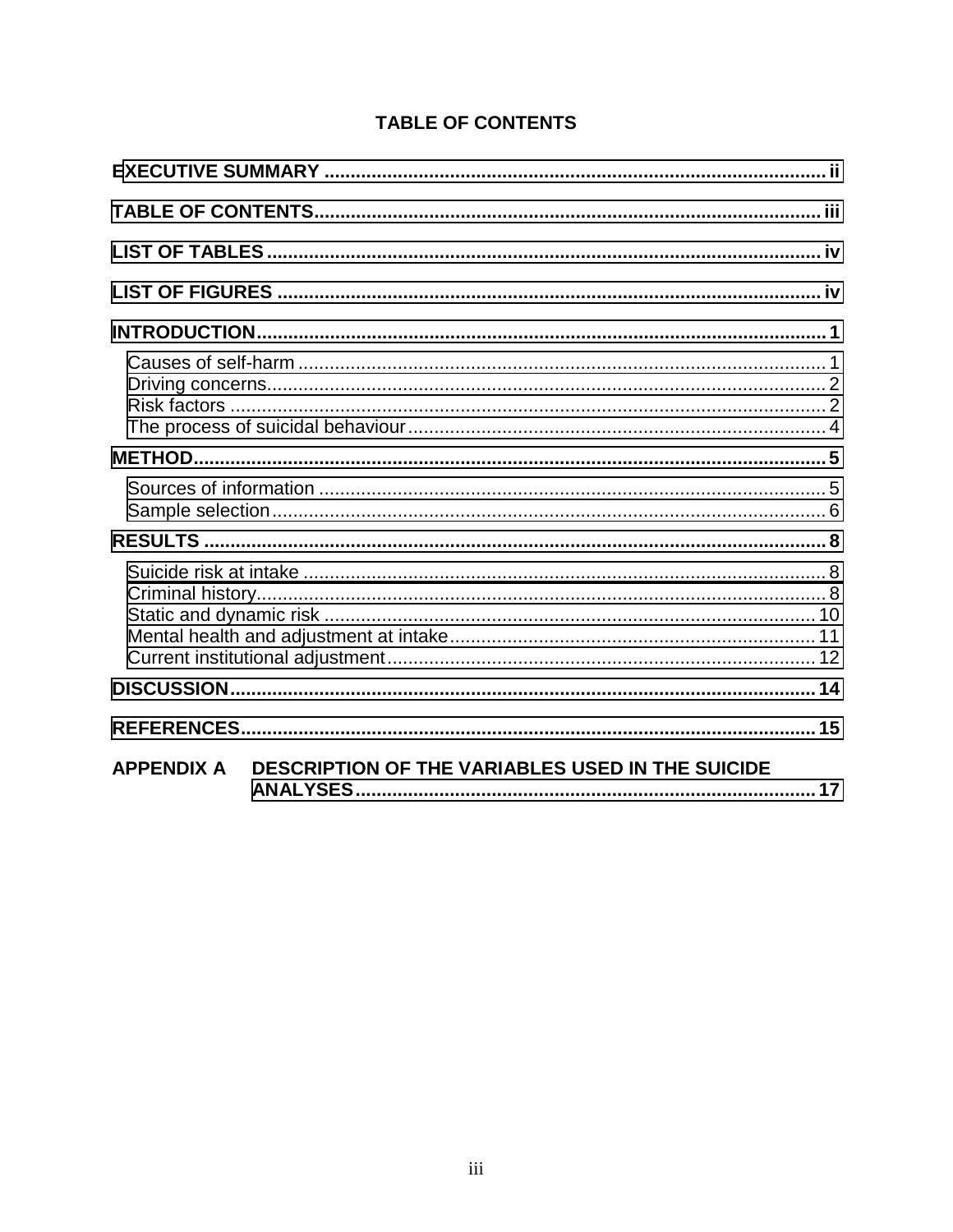# TABLE OF CONTENTS

**EXECUTIVE SUMMARY** .................................................. ii

**TABLE OF CONTENTS** .................................................. iii

**LIST OF TABLES** .................................................. iv

**LIST OF FIGURES** .................................................. iv

**INTRODUCTION** .................................................. 1

- Causes of self-harm .................................................. 1
- Driving concerns .................................................. 2
- Risk factors .................................................. 2
- The process of suicidal behaviour .................................................. 4

**METHOD** .................................................. 5

- Sources of information .................................................. 5
- Sample selection .................................................. 6

**RESULTS** .................................................. 8

- Suicide risk at intake .................................................. 8
- Criminal history .................................................. 8
- Static and dynamic risk .................................................. 10
- Mental health and adjustment at intake .................................................. 11
- Current institutional adjustment .................................................. 12

**DISCUSSION** .................................................. 14

**REFERENCES** .................................................. 15

**APPENDIX A DESCRIPTION OF THE VARIABLES USED IN THE SUICIDE ANALYSES** .................................................. 17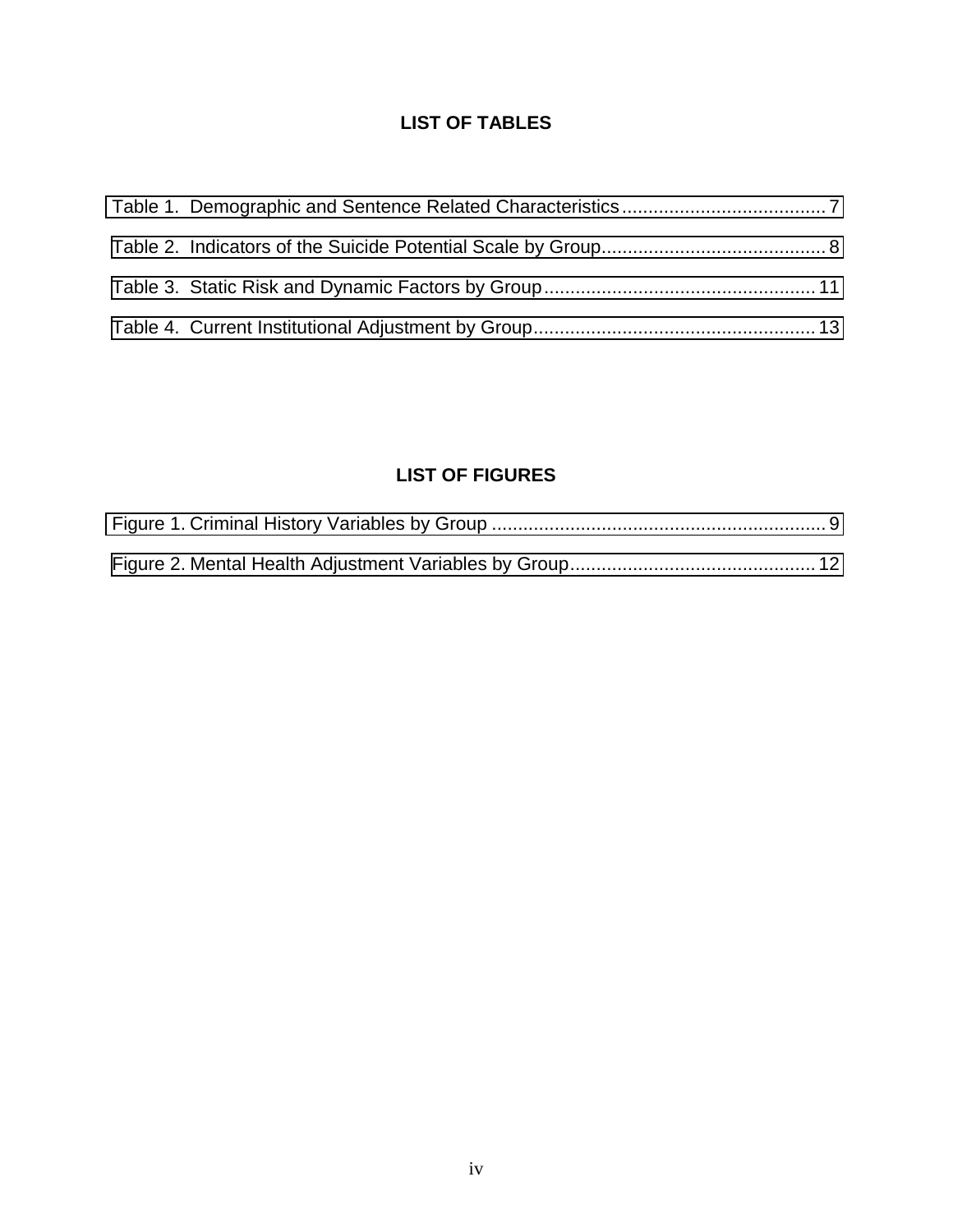## LIST OF TABLES

Table 1. Demographic and Sentence Related Characteristics....................................... 7

Table 2. Indicators of the Suicide Potential Scale by Group........................................... 8

Table 3. Static Risk and Dynamic Factors by Group.................................................... 11

Table 4. Current Institutional Adjustment by Group...................................................... 13

## LIST OF FIGURES

Figure 1. Criminal History Variables by Group ................................................................ 9

Figure 2. Mental Health Adjustment Variables by Group............................................... 12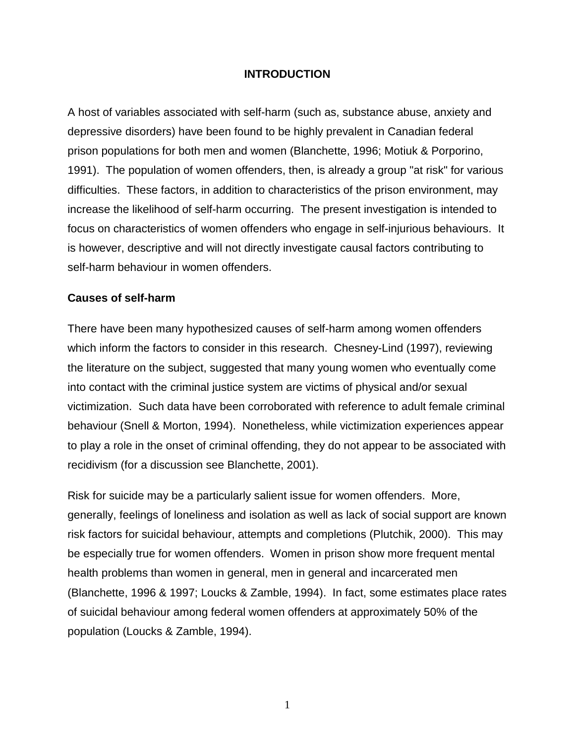# INTRODUCTION

A host of variables associated with self-harm (such as, substance abuse, anxiety and depressive disorders) have been found to be highly prevalent in Canadian federal prison populations for both men and women (Blanchette, 1996; Motiuk & Porporino, 1991). The population of women offenders, then, is already a group "at risk" for various difficulties. These factors, in addition to characteristics of the prison environment, may increase the likelihood of self-harm occurring. The present investigation is intended to focus on characteristics of women offenders who engage in self-injurious behaviours. It is however, descriptive and will not directly investigate causal factors contributing to self-harm behaviour in women offenders.

## Causes of self-harm

There have been many hypothesized causes of self-harm among women offenders which inform the factors to consider in this research. Chesney-Lind (1997), reviewing the literature on the subject, suggested that many young women who eventually come into contact with the criminal justice system are victims of physical and/or sexual victimization. Such data have been corroborated with reference to adult female criminal behaviour (Snell & Morton, 1994). Nonetheless, while victimization experiences appear to play a role in the onset of criminal offending, they do not appear to be associated with recidivism (for a discussion see Blanchette, 2001).

Risk for suicide may be a particularly salient issue for women offenders. More, generally, feelings of loneliness and isolation as well as lack of social support are known risk factors for suicidal behaviour, attempts and completions (Plutchik, 2000). This may be especially true for women offenders. Women in prison show more frequent mental health problems than women in general, men in general and incarcerated men (Blanchette, 1996 & 1997; Loucks & Zamble, 1994). In fact, some estimates place rates of suicidal behaviour among federal women offenders at approximately 50% of the population (Loucks & Zamble, 1994).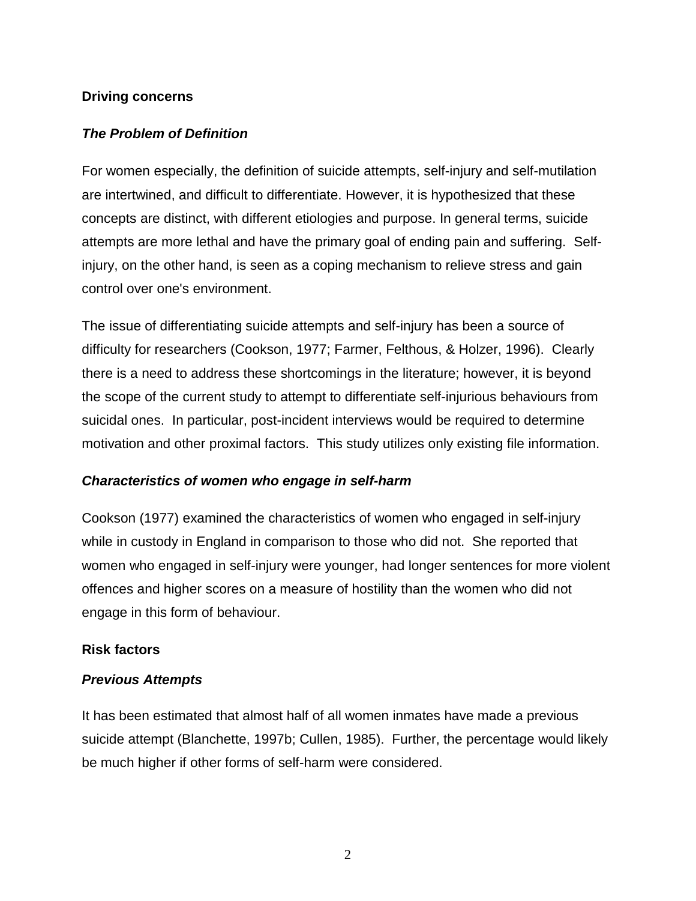## Driving concerns

### *The Problem of Definition*

For women especially, the definition of suicide attempts, self-injury and self-mutilation are intertwined, and difficult to differentiate. However, it is hypothesized that these concepts are distinct, with different etiologies and purpose. In general terms, suicide attempts are more lethal and have the primary goal of ending pain and suffering. Self-injury, on the other hand, is seen as a coping mechanism to relieve stress and gain control over one's environment.

The issue of differentiating suicide attempts and self-injury has been a source of difficulty for researchers (Cookson, 1977; Farmer, Felthous, & Holzer, 1996). Clearly there is a need to address these shortcomings in the literature; however, it is beyond the scope of the current study to attempt to differentiate self-injurious behaviours from suicidal ones. In particular, post-incident interviews would be required to determine motivation and other proximal factors. This study utilizes only existing file information.

### *Characteristics of women who engage in self-harm*

Cookson (1977) examined the characteristics of women who engaged in self-injury while in custody in England in comparison to those who did not. She reported that women who engaged in self-injury were younger, had longer sentences for more violent offences and higher scores on a measure of hostility than the women who did not engage in this form of behaviour.

## Risk factors

### *Previous Attempts*

It has been estimated that almost half of all women inmates have made a previous suicide attempt (Blanchette, 1997b; Cullen, 1985). Further, the percentage would likely be much higher if other forms of self-harm were considered.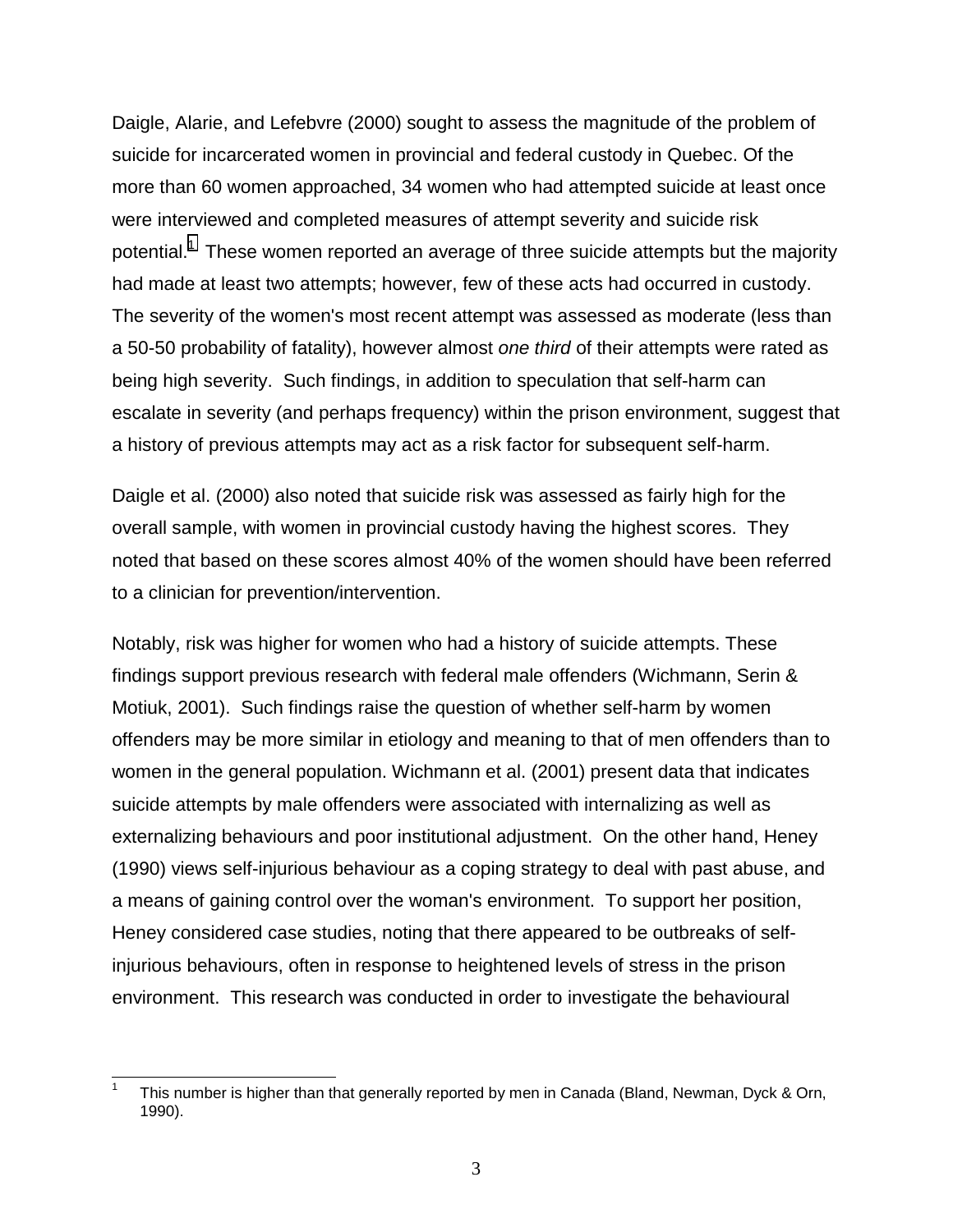Daigle, Alarie, and Lefebvre (2000) sought to assess the magnitude of the problem of suicide for incarcerated women in provincial and federal custody in Quebec. Of the more than 60 women approached, 34 women who had attempted suicide at least once were interviewed and completed measures of attempt severity and suicide risk potential.[1] These women reported an average of three suicide attempts but the majority had made at least two attempts; however, few of these acts had occurred in custody. The severity of the women's most recent attempt was assessed as moderate (less than a 50-50 probability of fatality), however almost *one third* of their attempts were rated as being high severity. Such findings, in addition to speculation that self-harm can escalate in severity (and perhaps frequency) within the prison environment, suggest that a history of previous attempts may act as a risk factor for subsequent self-harm.

Daigle et al. (2000) also noted that suicide risk was assessed as fairly high for the overall sample, with women in provincial custody having the highest scores. They noted that based on these scores almost 40% of the women should have been referred to a clinician for prevention/intervention.

Notably, risk was higher for women who had a history of suicide attempts. These findings support previous research with federal male offenders (Wichmann, Serin & Motiuk, 2001). Such findings raise the question of whether self-harm by women offenders may be more similar in etiology and meaning to that of men offenders than to women in the general population. Wichmann et al. (2001) present data that indicates suicide attempts by male offenders were associated with internalizing as well as externalizing behaviours and poor institutional adjustment. On the other hand, Heney (1990) views self-injurious behaviour as a coping strategy to deal with past abuse, and a means of gaining control over the woman's environment. To support her position, Heney considered case studies, noting that there appeared to be outbreaks of self-injurious behaviours, often in response to heightened levels of stress in the prison environment. This research was conducted in order to investigate the behavioural

[1] This number is higher than that generally reported by men in Canada (Bland, Newman, Dyck & Orn, 1990).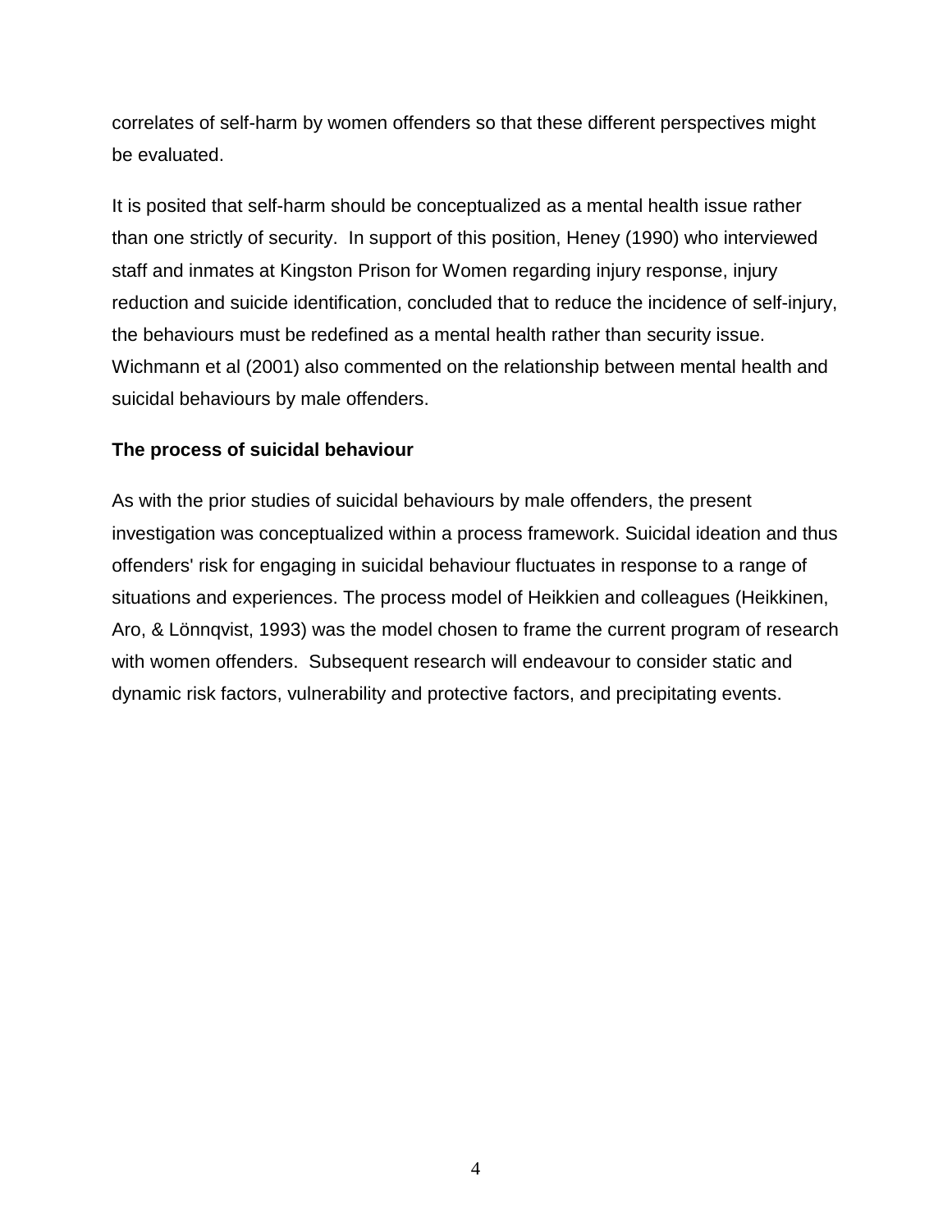correlates of self-harm by women offenders so that these different perspectives might be evaluated.

It is posited that self-harm should be conceptualized as a mental health issue rather than one strictly of security. In support of this position, Heney (1990) who interviewed staff and inmates at Kingston Prison for Women regarding injury response, injury reduction and suicide identification, concluded that to reduce the incidence of self-injury, the behaviours must be redefined as a mental health rather than security issue. Wichmann et al (2001) also commented on the relationship between mental health and suicidal behaviours by male offenders.

**The process of suicidal behaviour**

As with the prior studies of suicidal behaviours by male offenders, the present investigation was conceptualized within a process framework. Suicidal ideation and thus offenders' risk for engaging in suicidal behaviour fluctuates in response to a range of situations and experiences. The process model of Heikkien and colleagues (Heikkinen, Aro, & Lönnqvist, 1993) was the model chosen to frame the current program of research with women offenders. Subsequent research will endeavour to consider static and dynamic risk factors, vulnerability and protective factors, and precipitating events.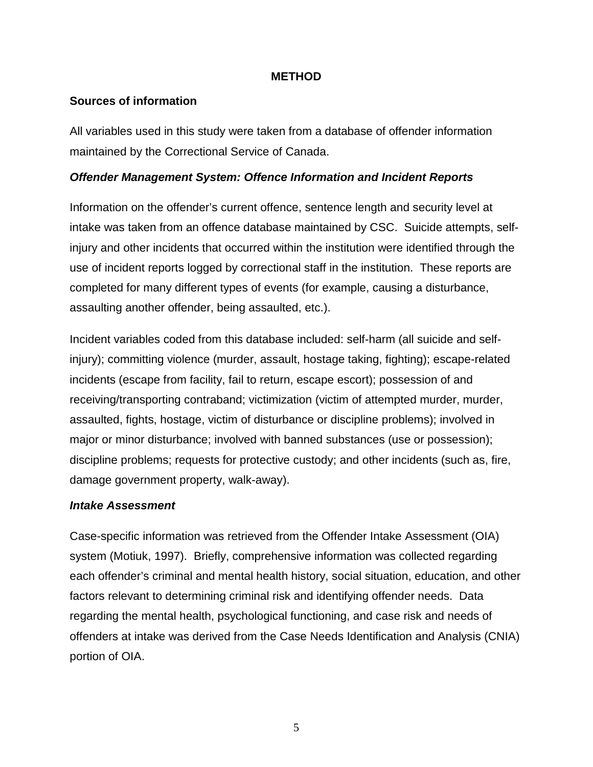# METHOD

## Sources of information

All variables used in this study were taken from a database of offender information maintained by the Correctional Service of Canada.

### *Offender Management System: Offence Information and Incident Reports*

Information on the offender's current offence, sentence length and security level at intake was taken from an offence database maintained by CSC. Suicide attempts, self-injury and other incidents that occurred within the institution were identified through the use of incident reports logged by correctional staff in the institution. These reports are completed for many different types of events (for example, causing a disturbance, assaulting another offender, being assaulted, etc.).

Incident variables coded from this database included: self-harm (all suicide and self-injury); committing violence (murder, assault, hostage taking, fighting); escape-related incidents (escape from facility, fail to return, escape escort); possession of and receiving/transporting contraband; victimization (victim of attempted murder, murder, assaulted, fights, hostage, victim of disturbance or discipline problems); involved in major or minor disturbance; involved with banned substances (use or possession); discipline problems; requests for protective custody; and other incidents (such as, fire, damage government property, walk-away).

### *Intake Assessment*

Case-specific information was retrieved from the Offender Intake Assessment (OIA) system (Motiuk, 1997). Briefly, comprehensive information was collected regarding each offender's criminal and mental health history, social situation, education, and other factors relevant to determining criminal risk and identifying offender needs. Data regarding the mental health, psychological functioning, and case risk and needs of offenders at intake was derived from the Case Needs Identification and Analysis (CNIA) portion of OIA.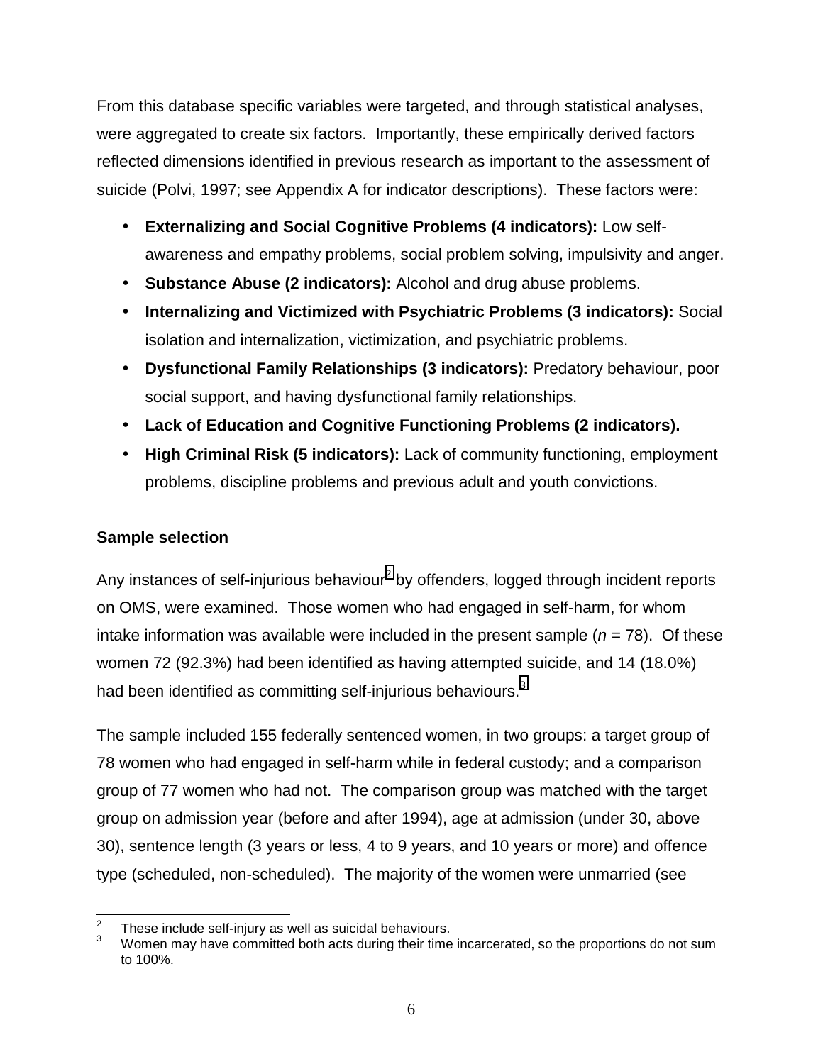From this database specific variables were targeted, and through statistical analyses, were aggregated to create six factors. Importantly, these empirically derived factors reflected dimensions identified in previous research as important to the assessment of suicide (Polvi, 1997; see Appendix A for indicator descriptions). These factors were:

- **Externalizing and Social Cognitive Problems (4 indicators):** Low self-awareness and empathy problems, social problem solving, impulsivity and anger.
- **Substance Abuse (2 indicators):** Alcohol and drug abuse problems.
- **Internalizing and Victimized with Psychiatric Problems (3 indicators):** Social isolation and internalization, victimization, and psychiatric problems.
- **Dysfunctional Family Relationships (3 indicators):** Predatory behaviour, poor social support, and having dysfunctional family relationships.
- **Lack of Education and Cognitive Functioning Problems (2 indicators).**
- **High Criminal Risk (5 indicators):** Lack of community functioning, employment problems, discipline problems and previous adult and youth convictions.

### Sample selection

Any instances of self-injurious behaviour[2] by offenders, logged through incident reports on OMS, were examined. Those women who had engaged in self-harm, for whom intake information was available were included in the present sample (*n* = 78). Of these women 72 (92.3%) had been identified as having attempted suicide, and 14 (18.0%) had been identified as committing self-injurious behaviours.[3]

The sample included 155 federally sentenced women, in two groups: a target group of 78 women who had engaged in self-harm while in federal custody; and a comparison group of 77 women who had not. The comparison group was matched with the target group on admission year (before and after 1994), age at admission (under 30, above 30), sentence length (3 years or less, 4 to 9 years, and 10 years or more) and offence type (scheduled, non-scheduled). The majority of the women were unmarried (see

[2] These include self-injury as well as suicidal behaviours.

[3] Women may have committed both acts during their time incarcerated, so the proportions do not sum to 100%.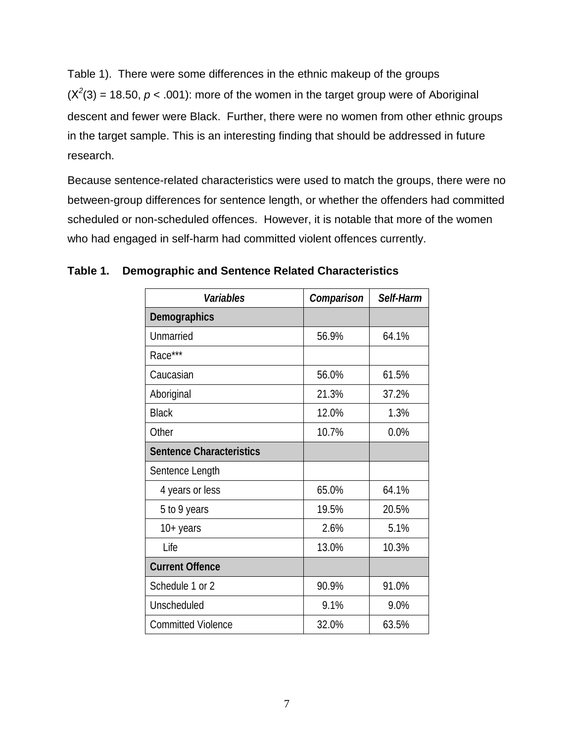Table 1). There were some differences in the ethnic makeup of the groups ($X^2(3) = 18.50$, $p < .001$): more of the women in the target group were of Aboriginal descent and fewer were Black. Further, there were no women from other ethnic groups in the target sample. This is an interesting finding that should be addressed in future research.

Because sentence-related characteristics were used to match the groups, there were no between-group differences for sentence length, or whether the offenders had committed scheduled or non-scheduled offences. However, it is notable that more of the women who had engaged in self-harm had committed violent offences currently.

**Table 1. Demographic and Sentence Related Characteristics**

| *Variables* | *Comparison* | *Self-Harm* |
|---|---|---|
| **Demographics** | | |
| Unmarried | 56.9% | 64.1% |
| Race*** | | |
| Caucasian | 56.0% | 61.5% |
| Aboriginal | 21.3% | 37.2% |
| Black | 12.0% | 1.3% |
| Other | 10.7% | 0.0% |
| **Sentence Characteristics** | | |
| Sentence Length | | |
| 4 years or less | 65.0% | 64.1% |
| 5 to 9 years | 19.5% | 20.5% |
| 10+ years | 2.6% | 5.1% |
| Life | 13.0% | 10.3% |
| **Current Offence** | | |
| Schedule 1 or 2 | 90.9% | 91.0% |
| Unscheduled | 9.1% | 9.0% |
| Committed Violence | 32.0% | 63.5% |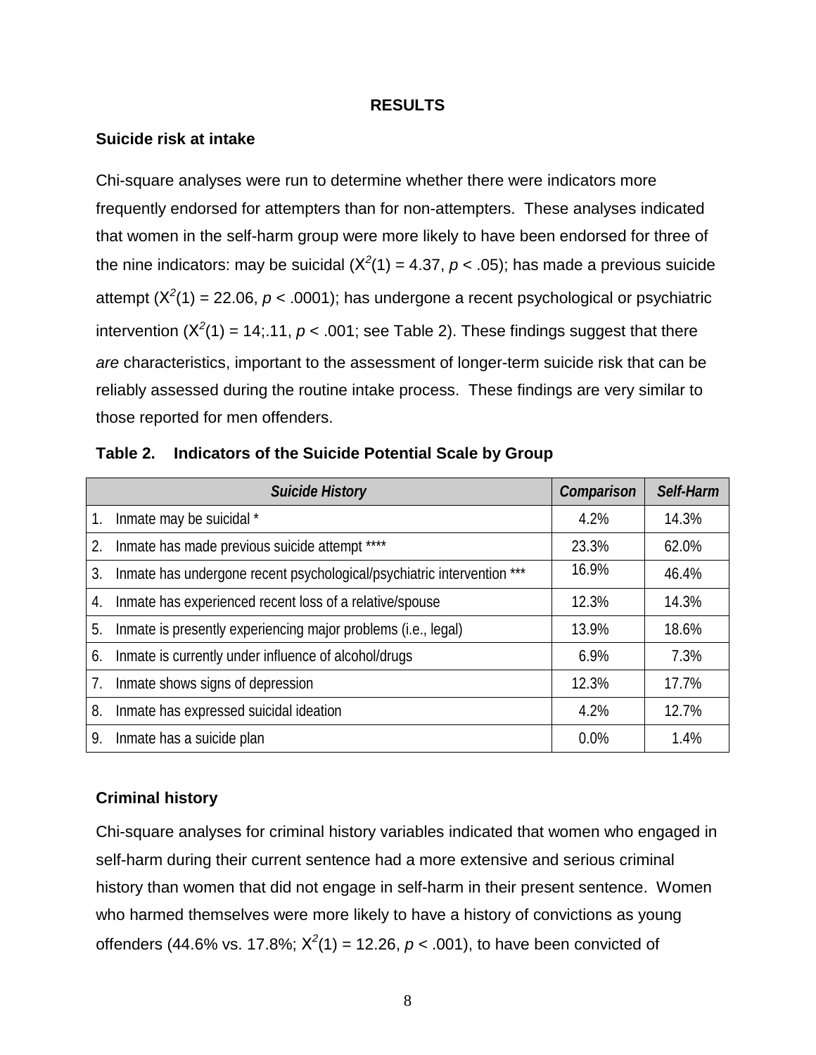## RESULTS

### Suicide risk at intake

Chi-square analyses were run to determine whether there were indicators more frequently endorsed for attempters than for non-attempters. These analyses indicated that women in the self-harm group were more likely to have been endorsed for three of the nine indicators: may be suicidal ($X^2(1) = 4.37$, $p < .05$); has made a previous suicide attempt ($X^2(1) = 22.06$, $p < .0001$); has undergone a recent psychological or psychiatric intervention ($X^2(1) = 14;.11$, $p < .001$; see Table 2). These findings suggest that there *are* characteristics, important to the assessment of longer-term suicide risk that can be reliably assessed during the routine intake process. These findings are very similar to those reported for men offenders.

**Table 2. Indicators of the Suicide Potential Scale by Group**

| *Suicide History* | *Comparison* | *Self-Harm* |
|---|---|---|
| 1. Inmate may be suicidal * | 4.2% | 14.3% |
| 2. Inmate has made previous suicide attempt **** | 23.3% | 62.0% |
| 3. Inmate has undergone recent psychological/psychiatric intervention *** | 16.9% | 46.4% |
| 4. Inmate has experienced recent loss of a relative/spouse | 12.3% | 14.3% |
| 5. Inmate is presently experiencing major problems (i.e., legal) | 13.9% | 18.6% |
| 6. Inmate is currently under influence of alcohol/drugs | 6.9% | 7.3% |
| 7. Inmate shows signs of depression | 12.3% | 17.7% |
| 8. Inmate has expressed suicidal ideation | 4.2% | 12.7% |
| 9. Inmate has a suicide plan | 0.0% | 1.4% |

### Criminal history

Chi-square analyses for criminal history variables indicated that women who engaged in self-harm during their current sentence had a more extensive and serious criminal history than women that did not engage in self-harm in their present sentence. Women who harmed themselves were more likely to have a history of convictions as young offenders (44.6% vs. 17.8%; $X^2(1) = 12.26$, $p < .001$), to have been convicted of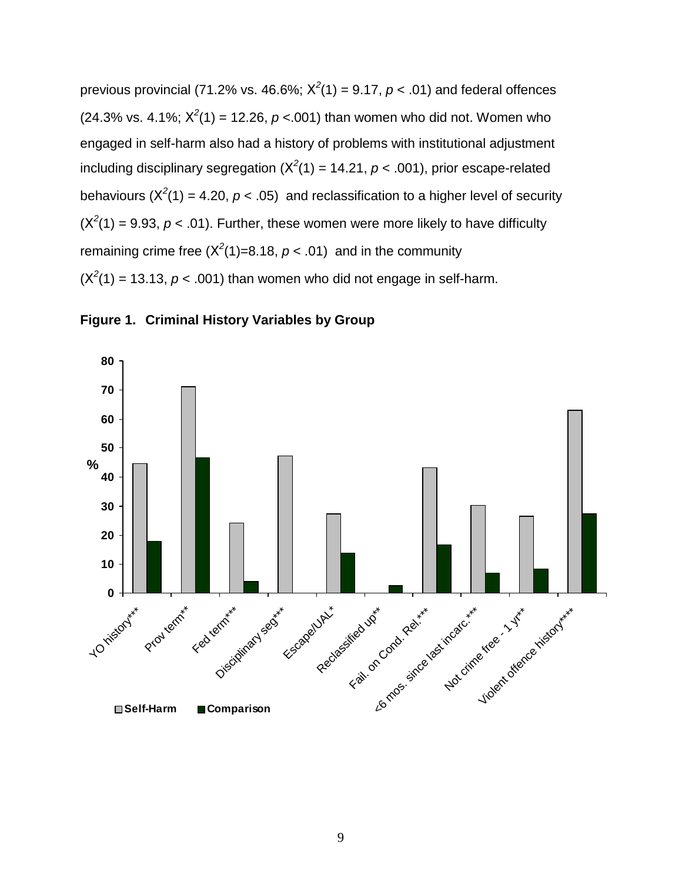previous provincial (71.2% vs. 46.6%; $X^2(1) = 9.17$, $p < .01$) and federal offences (24.3% vs. 4.1%; $X^2(1) = 12.26$, $p < .001$) than women who did not. Women who engaged in self-harm also had a history of problems with institutional adjustment including disciplinary segregation ($X^2(1) = 14.21$, $p < .001$), prior escape-related behaviours ($X^2(1) = 4.20$, $p < .05$) and reclassification to a higher level of security ($X^2(1) = 9.93$, $p < .01$). Further, these women were more likely to have difficulty remaining crime free ($X^2(1)=8.18$, $p < .01$) and in the community ($X^2(1) = 13.13$, $p < .001$) than women who did not engage in self-harm.

**Figure 1. Criminal History Variables by Group**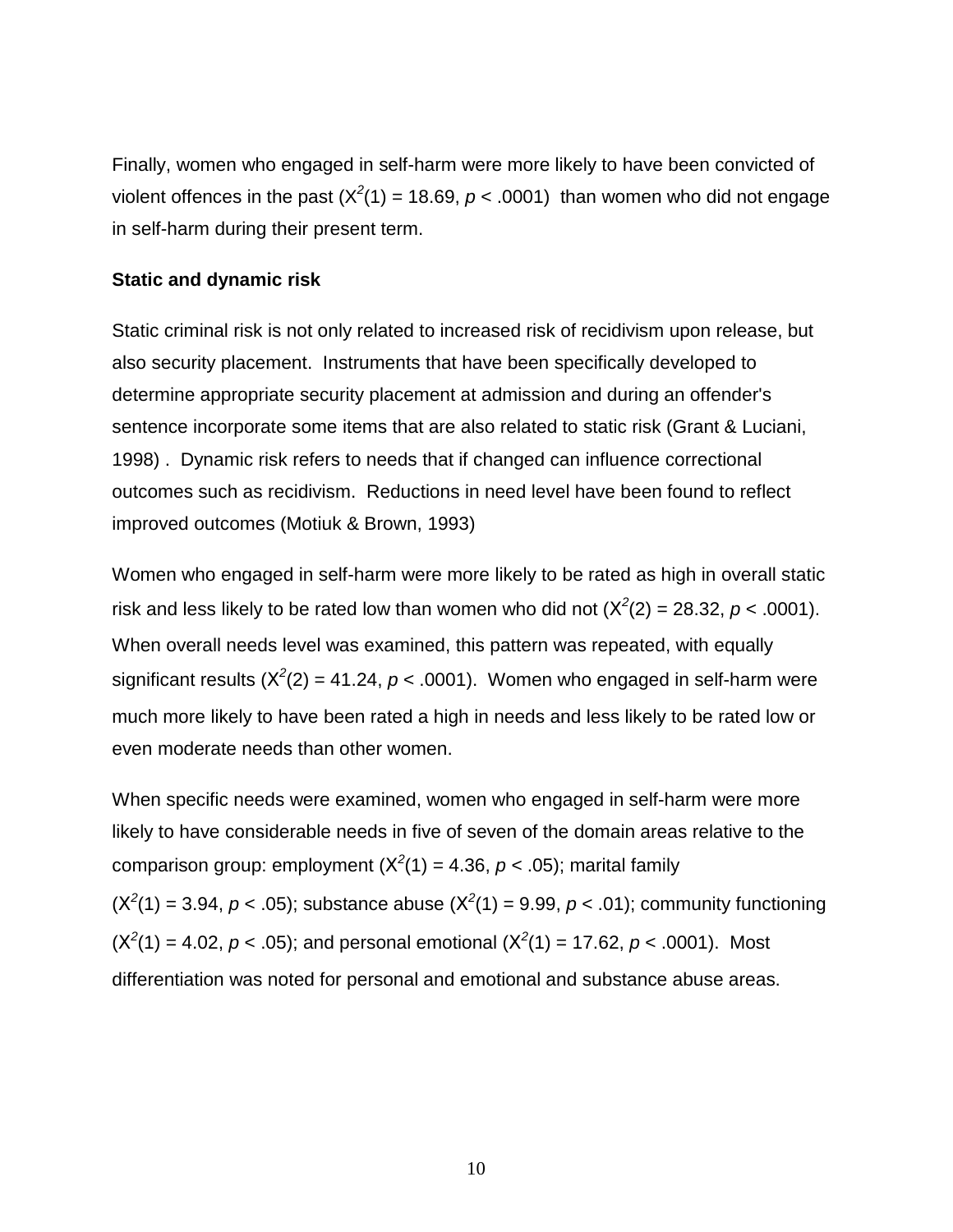Finally, women who engaged in self-harm were more likely to have been convicted of violent offences in the past ($X^2(1) = 18.69$, $p < .0001$) than women who did not engage in self-harm during their present term.

**Static and dynamic risk**

Static criminal risk is not only related to increased risk of recidivism upon release, but also security placement. Instruments that have been specifically developed to determine appropriate security placement at admission and during an offender's sentence incorporate some items that are also related to static risk (Grant & Luciani, 1998) . Dynamic risk refers to needs that if changed can influence correctional outcomes such as recidivism. Reductions in need level have been found to reflect improved outcomes (Motiuk & Brown, 1993)

Women who engaged in self-harm were more likely to be rated as high in overall static risk and less likely to be rated low than women who did not ($X^2(2) = 28.32$, $p < .0001$). When overall needs level was examined, this pattern was repeated, with equally significant results ($X^2(2) = 41.24$, $p < .0001$). Women who engaged in self-harm were much more likely to have been rated a high in needs and less likely to be rated low or even moderate needs than other women.

When specific needs were examined, women who engaged in self-harm were more likely to have considerable needs in five of seven of the domain areas relative to the comparison group: employment ($X^2(1) = 4.36$, $p < .05$); marital family ($X^2(1) = 3.94$, $p < .05$); substance abuse ($X^2(1) = 9.99$, $p < .01$); community functioning ($X^2(1) = 4.02$, $p < .05$); and personal emotional ($X^2(1) = 17.62$, $p < .0001$). Most differentiation was noted for personal and emotional and substance abuse areas.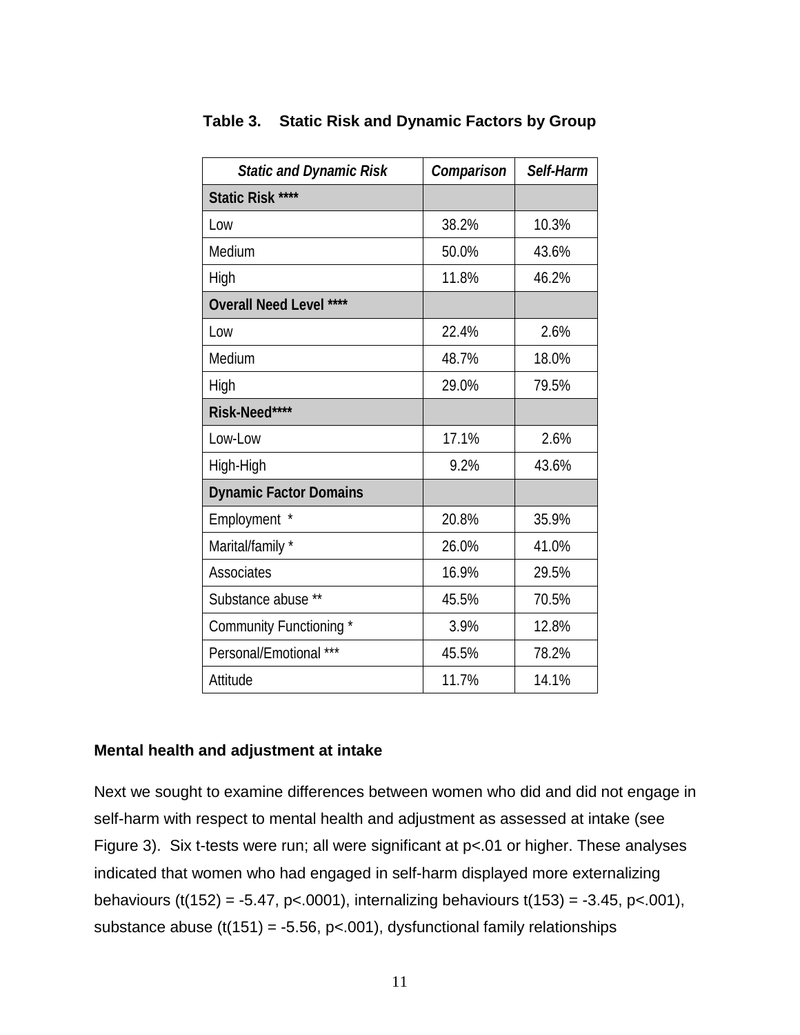**Table 3. Static Risk and Dynamic Factors by Group**

| *Static and Dynamic Risk* | *Comparison* | *Self-Harm* |
|---|---|---|
| **Static Risk \*\*\*\*** | | |
| Low | 38.2% | 10.3% |
| Medium | 50.0% | 43.6% |
| High | 11.8% | 46.2% |
| **Overall Need Level \*\*\*\*** | | |
| Low | 22.4% | 2.6% |
| Medium | 48.7% | 18.0% |
| High | 29.0% | 79.5% |
| **Risk-Need\*\*\*\*** | | |
| Low-Low | 17.1% | 2.6% |
| High-High | 9.2% | 43.6% |
| **Dynamic Factor Domains** | | |
| Employment * | 20.8% | 35.9% |
| Marital/family * | 26.0% | 41.0% |
| Associates | 16.9% | 29.5% |
| Substance abuse ** | 45.5% | 70.5% |
| Community Functioning * | 3.9% | 12.8% |
| Personal/Emotional *** | 45.5% | 78.2% |
| Attitude | 11.7% | 14.1% |

**Mental health and adjustment at intake**

Next we sought to examine differences between women who did and did not engage in self-harm with respect to mental health and adjustment as assessed at intake (see Figure 3). Six t-tests were run; all were significant at $p<.01$ or higher. These analyses indicated that women who had engaged in self-harm displayed more externalizing behaviours ($t(152) = -5.47$, $p<.0001$), internalizing behaviours $t(153) = -3.45$, $p<.001$), substance abuse ($t(151) = -5.56$, $p<.001$), dysfunctional family relationships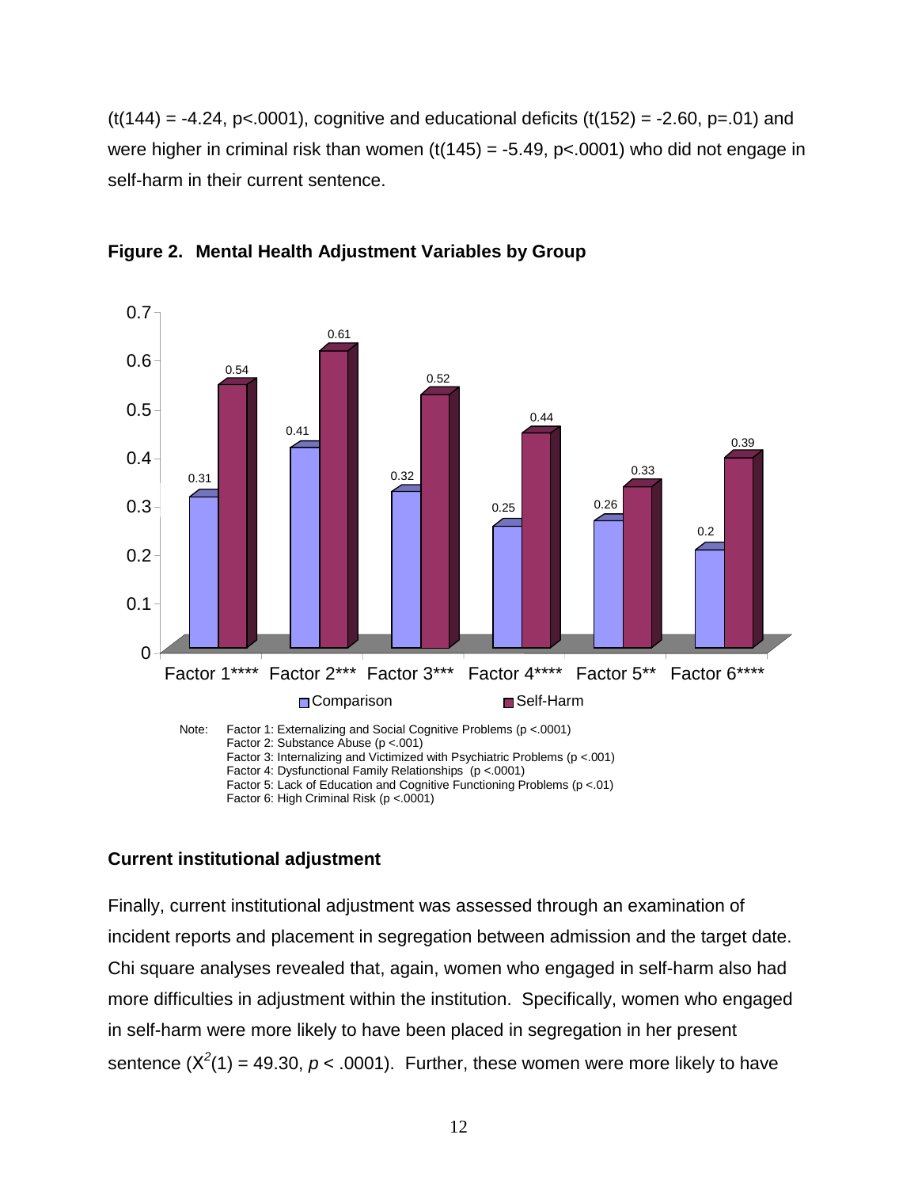($t(144) = -4.24$, $p<.0001$), cognitive and educational deficits ($t(152) = -2.60$, $p=.01$) and were higher in criminal risk than women ($t(145) = -5.49$, $p<.0001$) who did not engage in self-harm in their current sentence.

**Figure 2. Mental Health Adjustment Variables by Group**

| | Comparison | Self-Harm |
|---|---|---|
| Factor 1**** | 0.31 | 0.54 |
| Factor 2*** | 0.41 | 0.61 |
| Factor 3*** | 0.32 | 0.52 |
| Factor 4**** | 0.25 | 0.44 |
| Factor 5** | 0.26 | 0.33 |
| Factor 6**** | 0.2 | 0.39 |

Note: Factor 1: Externalizing and Social Cognitive Problems (p <.0001)
Factor 2: Substance Abuse (p <.001)
Factor 3: Internalizing and Victimized with Psychiatric Problems (p <.001)
Factor 4: Dysfunctional Family Relationships (p <.0001)
Factor 5: Lack of Education and Cognitive Functioning Problems (p <.01)
Factor 6: High Criminal Risk (p <.0001)

### Current institutional adjustment

Finally, current institutional adjustment was assessed through an examination of incident reports and placement in segregation between admission and the target date. Chi square analyses revealed that, again, women who engaged in self-harm also had more difficulties in adjustment within the institution. Specifically, women who engaged in self-harm were more likely to have been placed in segregation in her present sentence ($X^2(1) = 49.30$, $p < .0001$). Further, these women were more likely to have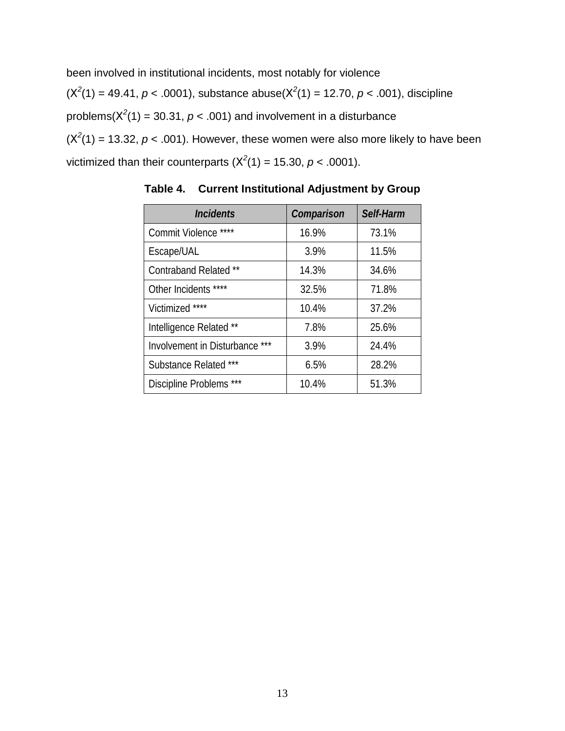been involved in institutional incidents, most notably for violence ($X^2(1) = 49.41$, $p < .0001$), substance abuse($X^2(1) = 12.70$, $p < .001$), discipline problems($X^2(1) = 30.31$, $p < .001$) and involvement in a disturbance ($X^2(1) = 13.32$, $p < .001$). However, these women were also more likely to have been victimized than their counterparts ($X^2(1) = 15.30$, $p < .0001$).

**Table 4. Current Institutional Adjustment by Group**

| *Incidents* | *Comparison* | *Self-Harm* |
|---|---|---|
| Commit Violence **** | 16.9% | 73.1% |
| Escape/UAL | 3.9% | 11.5% |
| Contraband Related ** | 14.3% | 34.6% |
| Other Incidents **** | 32.5% | 71.8% |
| Victimized **** | 10.4% | 37.2% |
| Intelligence Related ** | 7.8% | 25.6% |
| Involvement in Disturbance *** | 3.9% | 24.4% |
| Substance Related *** | 6.5% | 28.2% |
| Discipline Problems *** | 10.4% | 51.3% |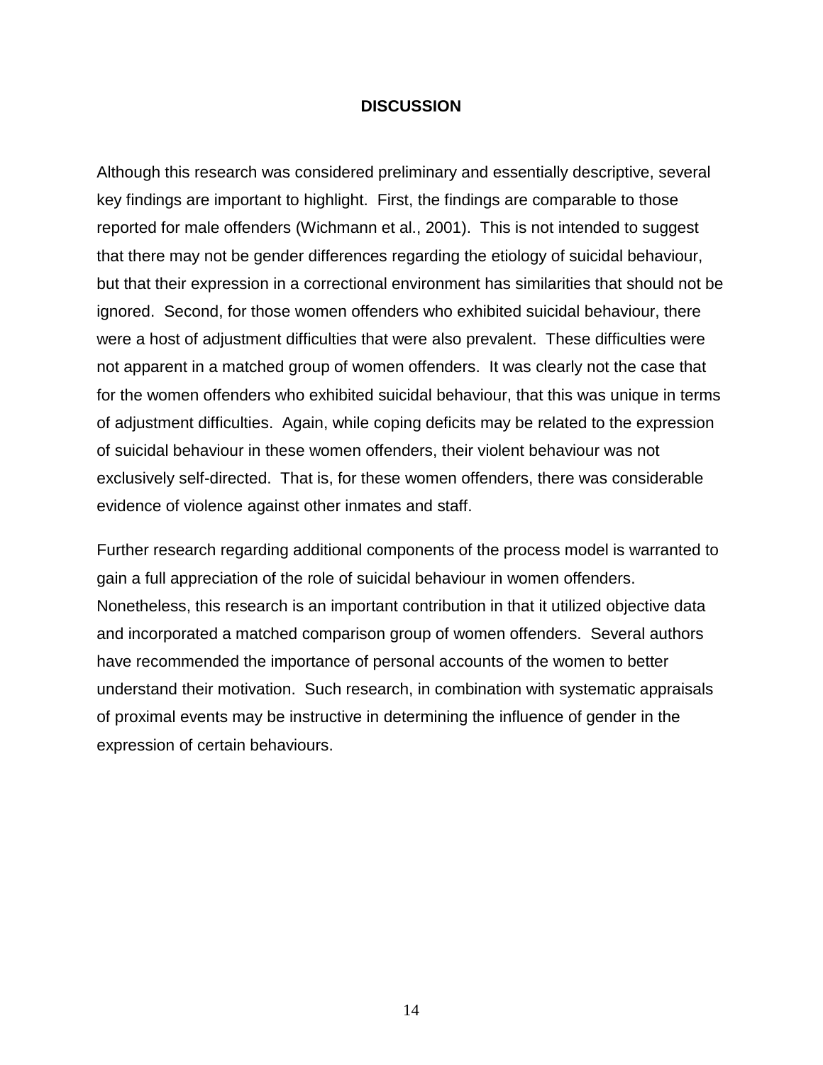## DISCUSSION

Although this research was considered preliminary and essentially descriptive, several key findings are important to highlight. First, the findings are comparable to those reported for male offenders (Wichmann et al., 2001). This is not intended to suggest that there may not be gender differences regarding the etiology of suicidal behaviour, but that their expression in a correctional environment has similarities that should not be ignored. Second, for those women offenders who exhibited suicidal behaviour, there were a host of adjustment difficulties that were also prevalent. These difficulties were not apparent in a matched group of women offenders. It was clearly not the case that for the women offenders who exhibited suicidal behaviour, that this was unique in terms of adjustment difficulties. Again, while coping deficits may be related to the expression of suicidal behaviour in these women offenders, their violent behaviour was not exclusively self-directed. That is, for these women offenders, there was considerable evidence of violence against other inmates and staff.

Further research regarding additional components of the process model is warranted to gain a full appreciation of the role of suicidal behaviour in women offenders. Nonetheless, this research is an important contribution in that it utilized objective data and incorporated a matched comparison group of women offenders. Several authors have recommended the importance of personal accounts of the women to better understand their motivation. Such research, in combination with systematic appraisals of proximal events may be instructive in determining the influence of gender in the expression of certain behaviours.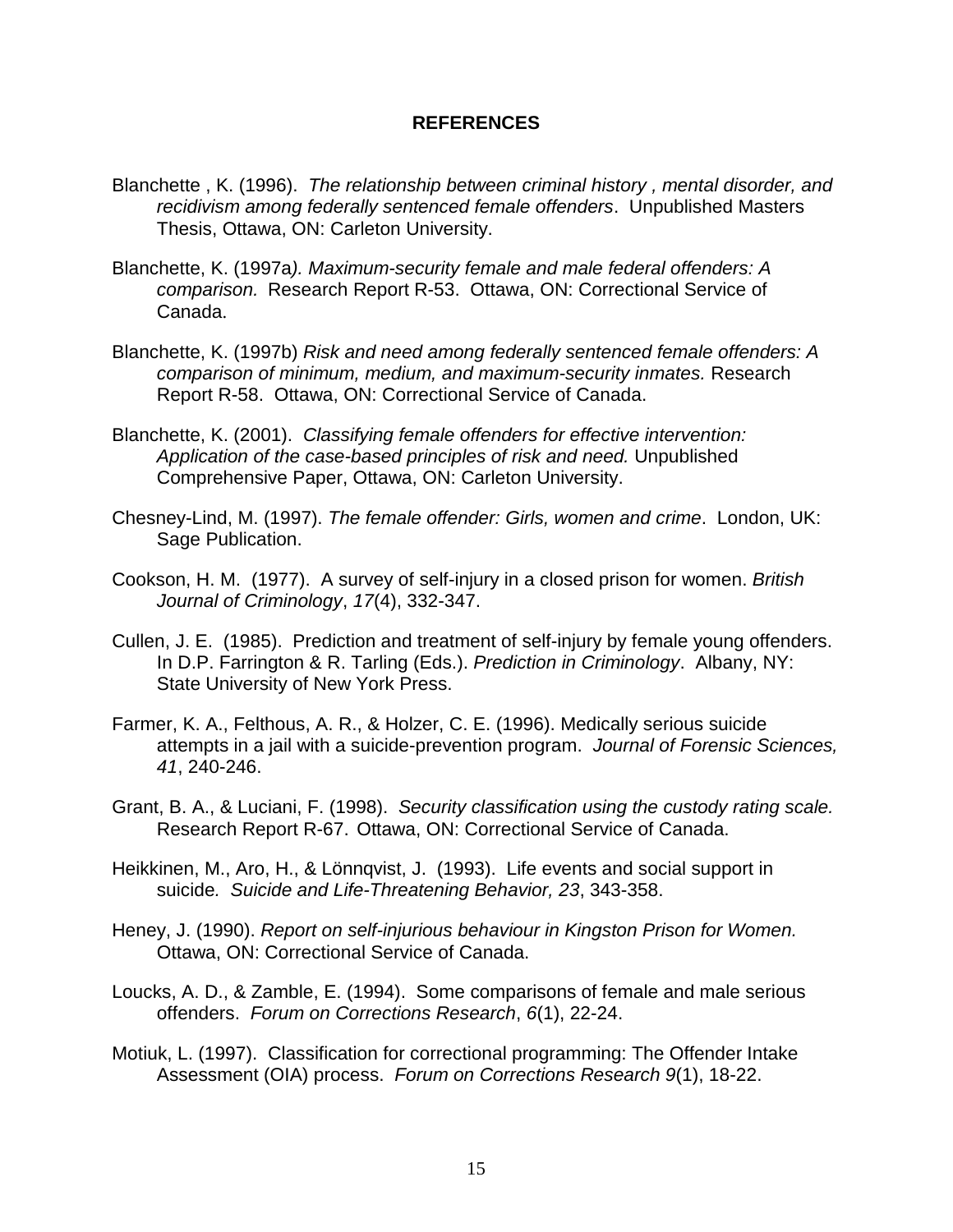# REFERENCES

Blanchette , K. (1996). *The relationship between criminal history , mental disorder, and recidivism among federally sentenced female offenders*. Unpublished Masters Thesis, Ottawa, ON: Carleton University.

Blanchette, K. (1997a*). Maximum-security female and male federal offenders: A comparison.* Research Report R-53. Ottawa, ON: Correctional Service of Canada.

Blanchette, K. (1997b) *Risk and need among federally sentenced female offenders: A comparison of minimum, medium, and maximum-security inmates.* Research Report R-58. Ottawa, ON: Correctional Service of Canada.

Blanchette, K. (2001). *Classifying female offenders for effective intervention: Application of the case-based principles of risk and need.* Unpublished Comprehensive Paper, Ottawa, ON: Carleton University.

Chesney-Lind, M. (1997). *The female offender: Girls, women and crime*. London, UK: Sage Publication.

Cookson, H. M. (1977). A survey of self-injury in a closed prison for women. *British Journal of Criminology*, *17*(4), 332-347.

Cullen, J. E. (1985). Prediction and treatment of self-injury by female young offenders. In D.P. Farrington & R. Tarling (Eds.). *Prediction in Criminology*. Albany, NY: State University of New York Press.

Farmer, K. A., Felthous, A. R., & Holzer, C. E. (1996). Medically serious suicide attempts in a jail with a suicide-prevention program. *Journal of Forensic Sciences, 41*, 240-246.

Grant, B. A., & Luciani, F. (1998). *Security classification using the custody rating scale.* Research Report R-67. Ottawa, ON: Correctional Service of Canada.

Heikkinen, M., Aro, H., & Lönnqvist, J. (1993). Life events and social support in suicide*. Suicide and Life-Threatening Behavior, 23*, 343-358.

Heney, J. (1990). *Report on self-injurious behaviour in Kingston Prison for Women.* Ottawa, ON: Correctional Service of Canada.

Loucks, A. D., & Zamble, E. (1994). Some comparisons of female and male serious offenders. *Forum on Corrections Research*, *6*(1), 22-24.

Motiuk, L. (1997). Classification for correctional programming: The Offender Intake Assessment (OIA) process. *Forum on Corrections Research 9*(1), 18-22.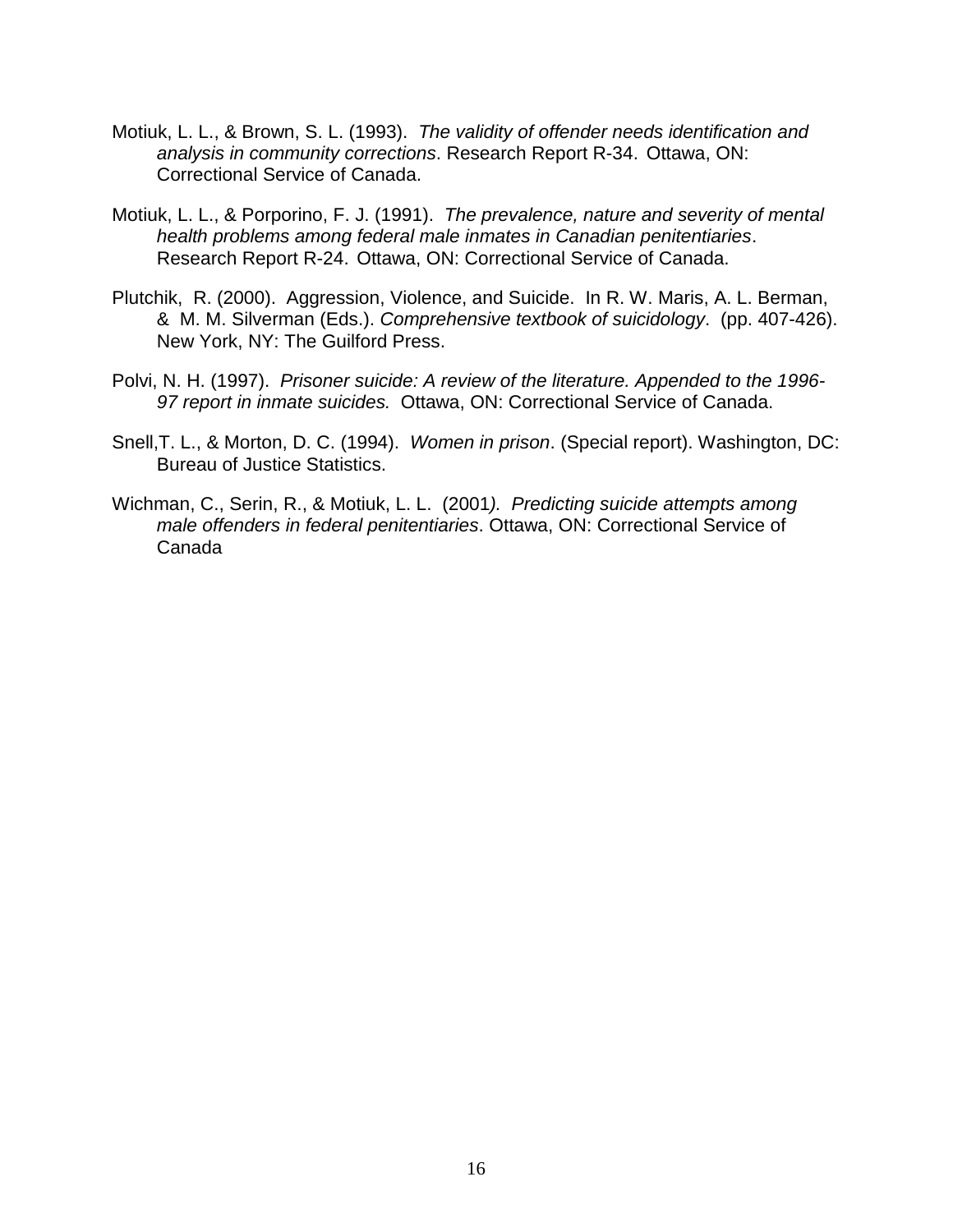Motiuk, L. L., & Brown, S. L. (1993). *The validity of offender needs identification and analysis in community corrections*. Research Report R-34. Ottawa, ON: Correctional Service of Canada.

Motiuk, L. L., & Porporino, F. J. (1991). *The prevalence, nature and severity of mental health problems among federal male inmates in Canadian penitentiaries*. Research Report R-24. Ottawa, ON: Correctional Service of Canada.

Plutchik, R. (2000). Aggression, Violence, and Suicide. In R. W. Maris, A. L. Berman, & M. M. Silverman (Eds.). *Comprehensive textbook of suicidology*. (pp. 407-426). New York, NY: The Guilford Press.

Polvi, N. H. (1997). *Prisoner suicide: A review of the literature. Appended to the 1996-97 report in inmate suicides.* Ottawa, ON: Correctional Service of Canada.

Snell,T. L., & Morton, D. C. (1994). *Women in prison*. (Special report). Washington, DC: Bureau of Justice Statistics.

Wichman, C., Serin, R., & Motiuk, L. L. (2001*). Predicting suicide attempts among male offenders in federal penitentiaries*. Ottawa, ON: Correctional Service of Canada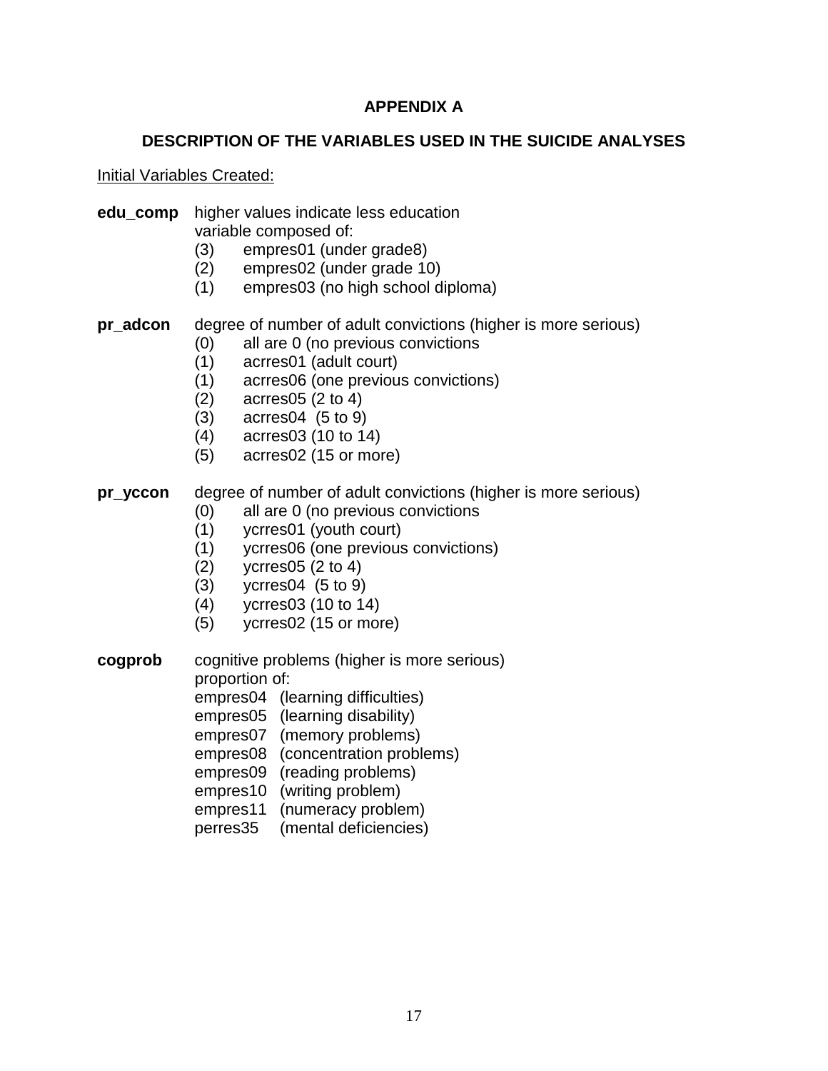## APPENDIX A

## DESCRIPTION OF THE VARIABLES USED IN THE SUICIDE ANALYSES

Initial Variables Created:

**edu_comp** higher values indicate less education
variable composed of:
- (3) empres01 (under grade8)
- (2) empres02 (under grade 10)
- (1) empres03 (no high school diploma)

**pr_adcon** degree of number of adult convictions (higher is more serious)
- (0) all are 0 (no previous convictions
- (1) acrres01 (adult court)
- (1) acrres06 (one previous convictions)
- (2) acrres05 (2 to 4)
- (3) acrres04 (5 to 9)
- (4) acrres03 (10 to 14)
- (5) acrres02 (15 or more)

**pr_yccon** degree of number of adult convictions (higher is more serious)
- (0) all are 0 (no previous convictions
- (1) ycrres01 (youth court)
- (1) ycrres06 (one previous convictions)
- (2) ycrres05 (2 to 4)
- (3) ycrres04 (5 to 9)
- (4) ycrres03 (10 to 14)
- (5) ycrres02 (15 or more)

**cogprob** cognitive problems (higher is more serious)
proportion of:
- empres04 (learning difficulties)
- empres05 (learning disability)
- empres07 (memory problems)
- empres08 (concentration problems)
- empres09 (reading problems)
- empres10 (writing problem)
- empres11 (numeracy problem)
- perres35 (mental deficiencies)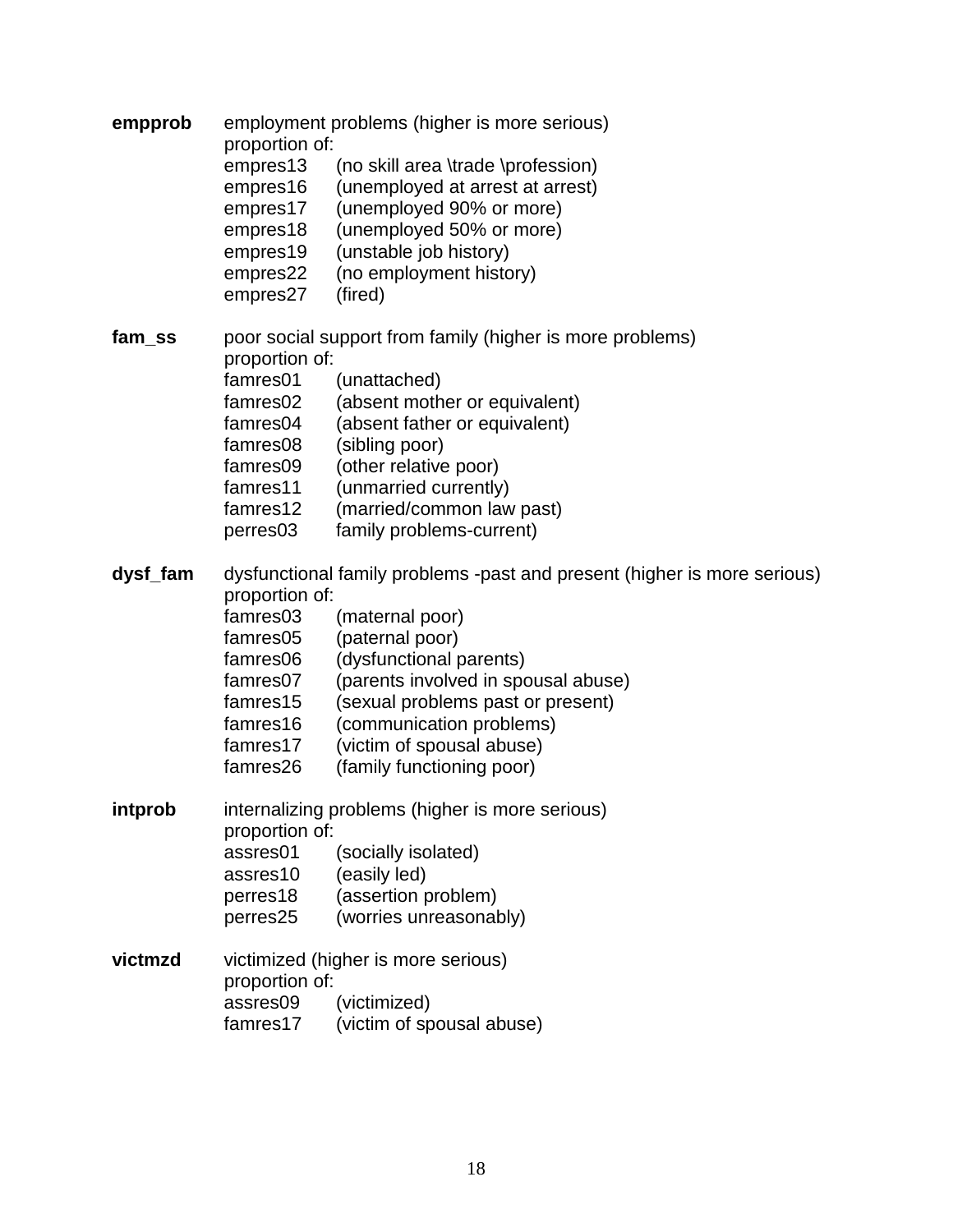**empprob** employment problems (higher is more serious)
proportion of:

empres13 (no skill area \trade \profession)
empres16 (unemployed at arrest at arrest)
empres17 (unemployed 90% or more)
empres18 (unemployed 50% or more)
empres19 (unstable job history)
empres22 (no employment history)
empres27 (fired)

**fam_ss** poor social support from family (higher is more problems)
proportion of:

famres01 (unattached)
famres02 (absent mother or equivalent)
famres04 (absent father or equivalent)
famres08 (sibling poor)
famres09 (other relative poor)
famres11 (unmarried currently)
famres12 (married/common law past)
perres03 family problems-current)

**dysf_fam** dysfunctional family problems -past and present (higher is more serious)
proportion of:

famres03 (maternal poor)
famres05 (paternal poor)
famres06 (dysfunctional parents)
famres07 (parents involved in spousal abuse)
famres15 (sexual problems past or present)
famres16 (communication problems)
famres17 (victim of spousal abuse)
famres26 (family functioning poor)

**intprob** internalizing problems (higher is more serious)
proportion of:

assres01 (socially isolated)
assres10 (easily led)
perres18 (assertion problem)
perres25 (worries unreasonably)

**victmzd** victimized (higher is more serious)
proportion of:

assres09 (victimized)
famres17 (victim of spousal abuse)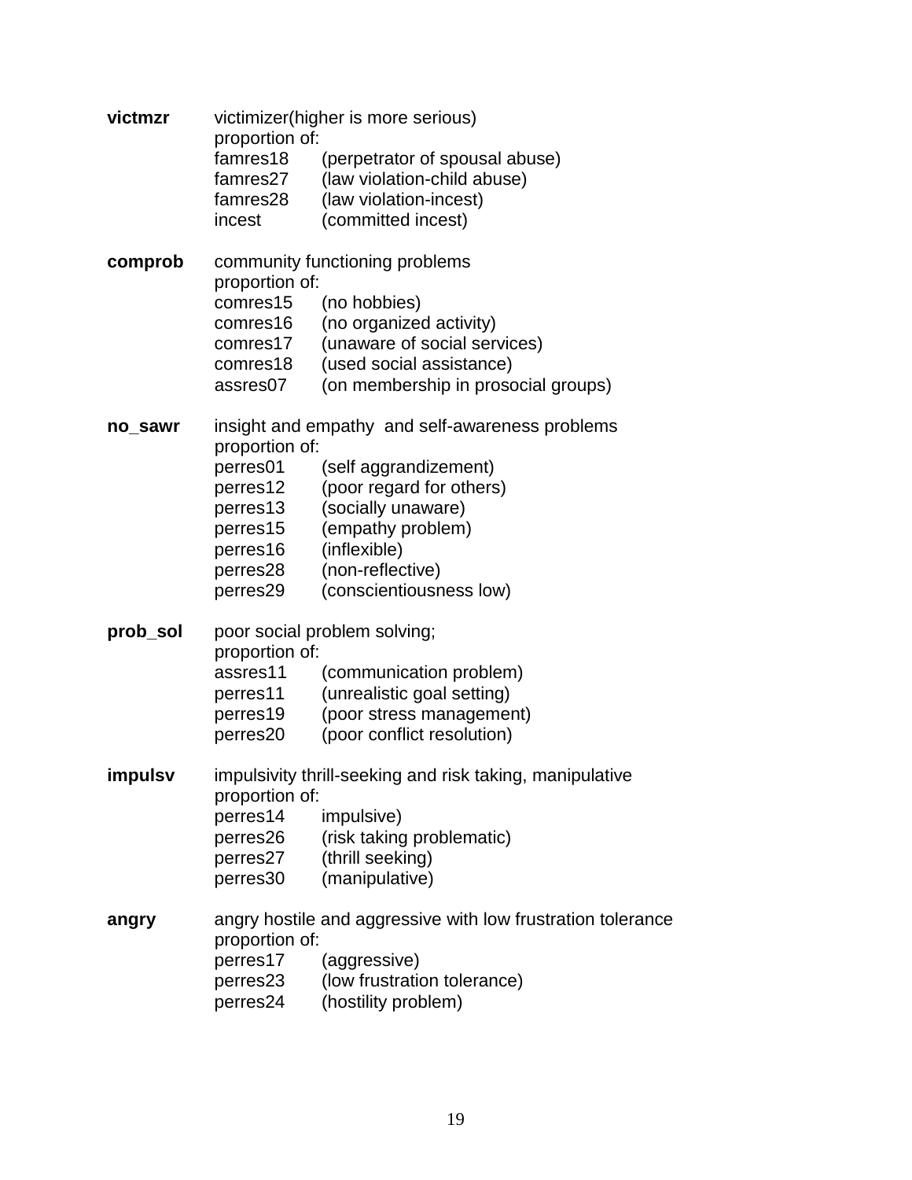**victmzr** victimizer(higher is more serious)
proportion of:

| | |
|---|---|
| famres18 | (perpetrator of spousal abuse) |
| famres27 | (law violation-child abuse) |
| famres28 | (law violation-incest) |
| incest | (committed incest) |

**comprob** community functioning problems
proportion of:

| | |
|---|---|
| comres15 | (no hobbies) |
| comres16 | (no organized activity) |
| comres17 | (unaware of social services) |
| comres18 | (used social assistance) |
| assres07 | (on membership in prosocial groups) |

**no_sawr** insight and empathy and self-awareness problems
proportion of:

| | |
|---|---|
| perres01 | (self aggrandizement) |
| perres12 | (poor regard for others) |
| perres13 | (socially unaware) |
| perres15 | (empathy problem) |
| perres16 | (inflexible) |
| perres28 | (non-reflective) |
| perres29 | (conscientiousness low) |

**prob_sol** poor social problem solving;
proportion of:

| | |
|---|---|
| assres11 | (communication problem) |
| perres11 | (unrealistic goal setting) |
| perres19 | (poor stress management) |
| perres20 | (poor conflict resolution) |

**impulsv** impulsivity thrill-seeking and risk taking, manipulative
proportion of:

| | |
|---|---|
| perres14 | impulsive) |
| perres26 | (risk taking problematic) |
| perres27 | (thrill seeking) |
| perres30 | (manipulative) |

**angry** angry hostile and aggressive with low frustration tolerance
proportion of:

| | |
|---|---|
| perres17 | (aggressive) |
| perres23 | (low frustration tolerance) |
| perres24 | (hostility problem) |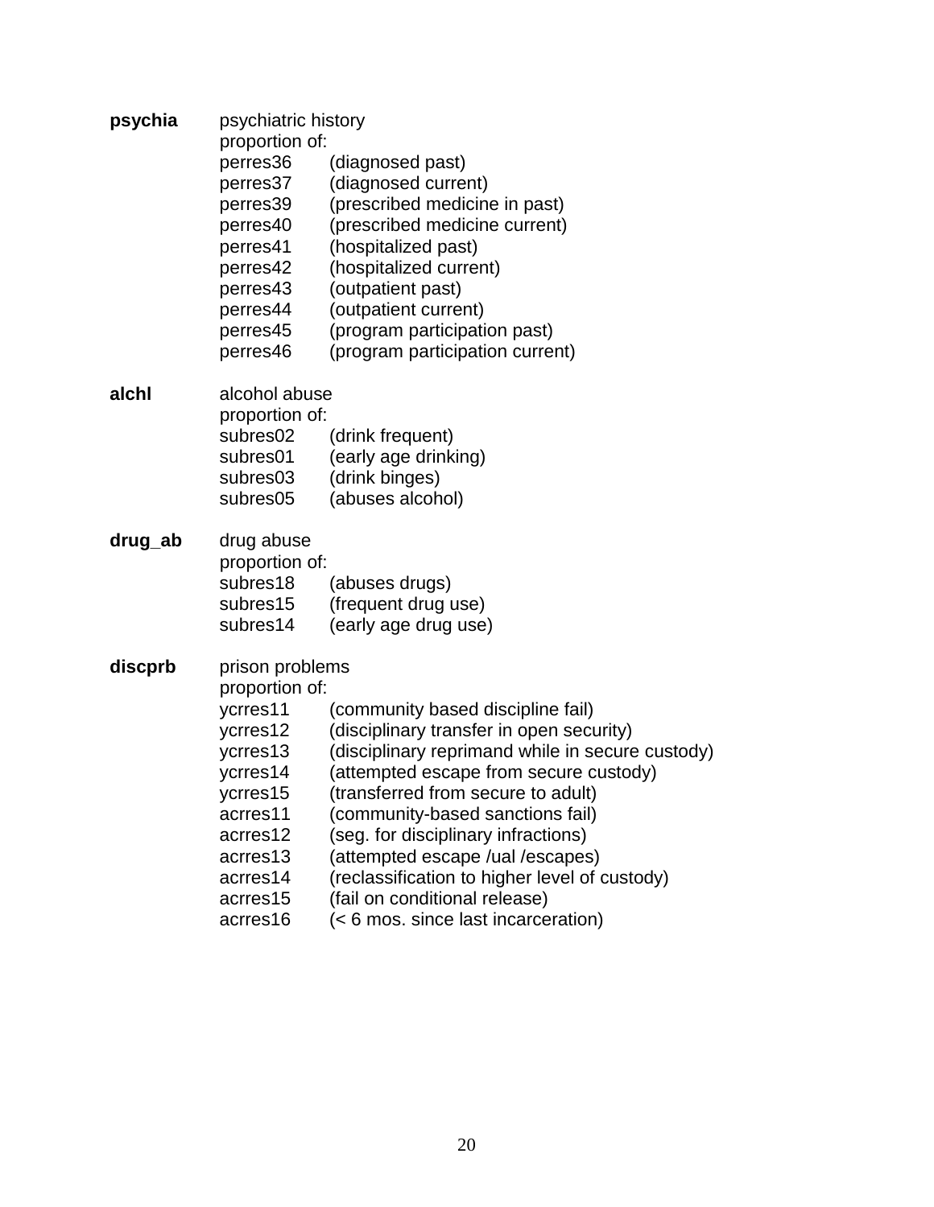**psychia** psychiatric history
proportion of:

| | |
|---|---|
| perres36 | (diagnosed past) |
| perres37 | (diagnosed current) |
| perres39 | (prescribed medicine in past) |
| perres40 | (prescribed medicine current) |
| perres41 | (hospitalized past) |
| perres42 | (hospitalized current) |
| perres43 | (outpatient past) |
| perres44 | (outpatient current) |
| perres45 | (program participation past) |
| perres46 | (program participation current) |

**alchl** alcohol abuse
proportion of:

| | |
|---|---|
| subres02 | (drink frequent) |
| subres01 | (early age drinking) |
| subres03 | (drink binges) |
| subres05 | (abuses alcohol) |

**drug_ab** drug abuse
proportion of:

| | |
|---|---|
| subres18 | (abuses drugs) |
| subres15 | (frequent drug use) |
| subres14 | (early age drug use) |

**discprb** prison problems
proportion of:

| | |
|---|---|
| ycrres11 | (community based discipline fail) |
| ycrres12 | (disciplinary transfer in open security) |
| ycrres13 | (disciplinary reprimand while in secure custody) |
| ycrres14 | (attempted escape from secure custody) |
| ycrres15 | (transferred from secure to adult) |
| acrres11 | (community-based sanctions fail) |
| acrres12 | (seg. for disciplinary infractions) |
| acrres13 | (attempted escape /ual /escapes) |
| acrres14 | (reclassification to higher level of custody) |
| acrres15 | (fail on conditional release) |
| acrres16 | (< 6 mos. since last incarceration) |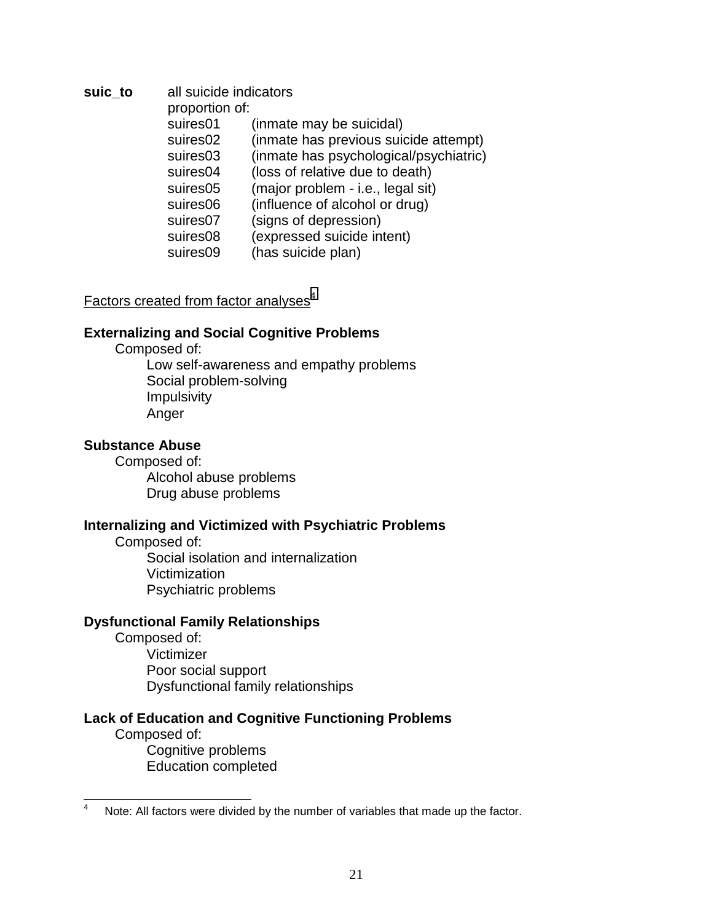**suic_to** all suicide indicators

proportion of:

| | |
|---|---|
| suires01 | (inmate may be suicidal) |
| suires02 | (inmate has previous suicide attempt) |
| suires03 | (inmate has psychological/psychiatric) |
| suires04 | (loss of relative due to death) |
| suires05 | (major problem - i.e., legal sit) |
| suires06 | (influence of alcohol or drug) |
| suires07 | (signs of depression) |
| suires08 | (expressed suicide intent) |
| suires09 | (has suicide plan) |

Factors created from factor analyses[4]

**Externalizing and Social Cognitive Problems**

Composed of:

- Low self-awareness and empathy problems
- Social problem-solving
- Impulsivity
- Anger

**Substance Abuse**

Composed of:

- Alcohol abuse problems
- Drug abuse problems

**Internalizing and Victimized with Psychiatric Problems**

Composed of:

- Social isolation and internalization
- Victimization
- Psychiatric problems

**Dysfunctional Family Relationships**

Composed of:

- Victimizer
- Poor social support
- Dysfunctional family relationships

**Lack of Education and Cognitive Functioning Problems**

Composed of:

- Cognitive problems
- Education completed

---

[4] Note: All factors were divided by the number of variables that made up the factor.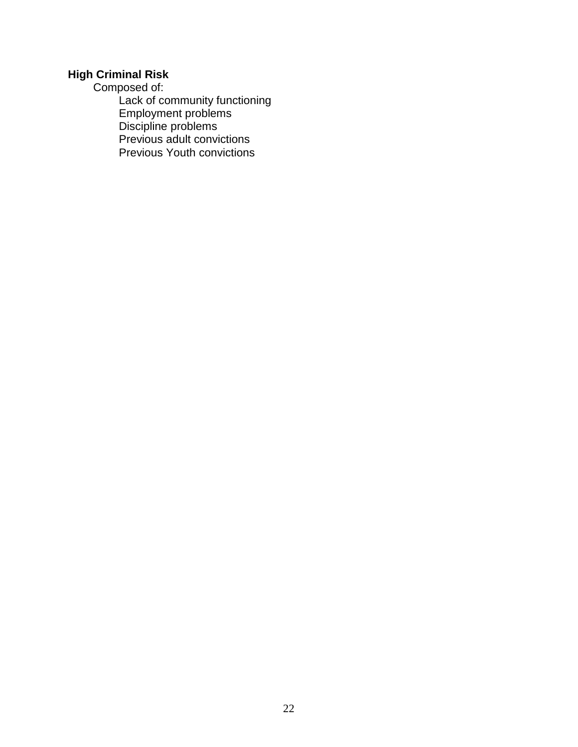**High Criminal Risk**

Composed of:

- Lack of community functioning
- Employment problems
- Discipline problems
- Previous adult convictions
- Previous Youth convictions